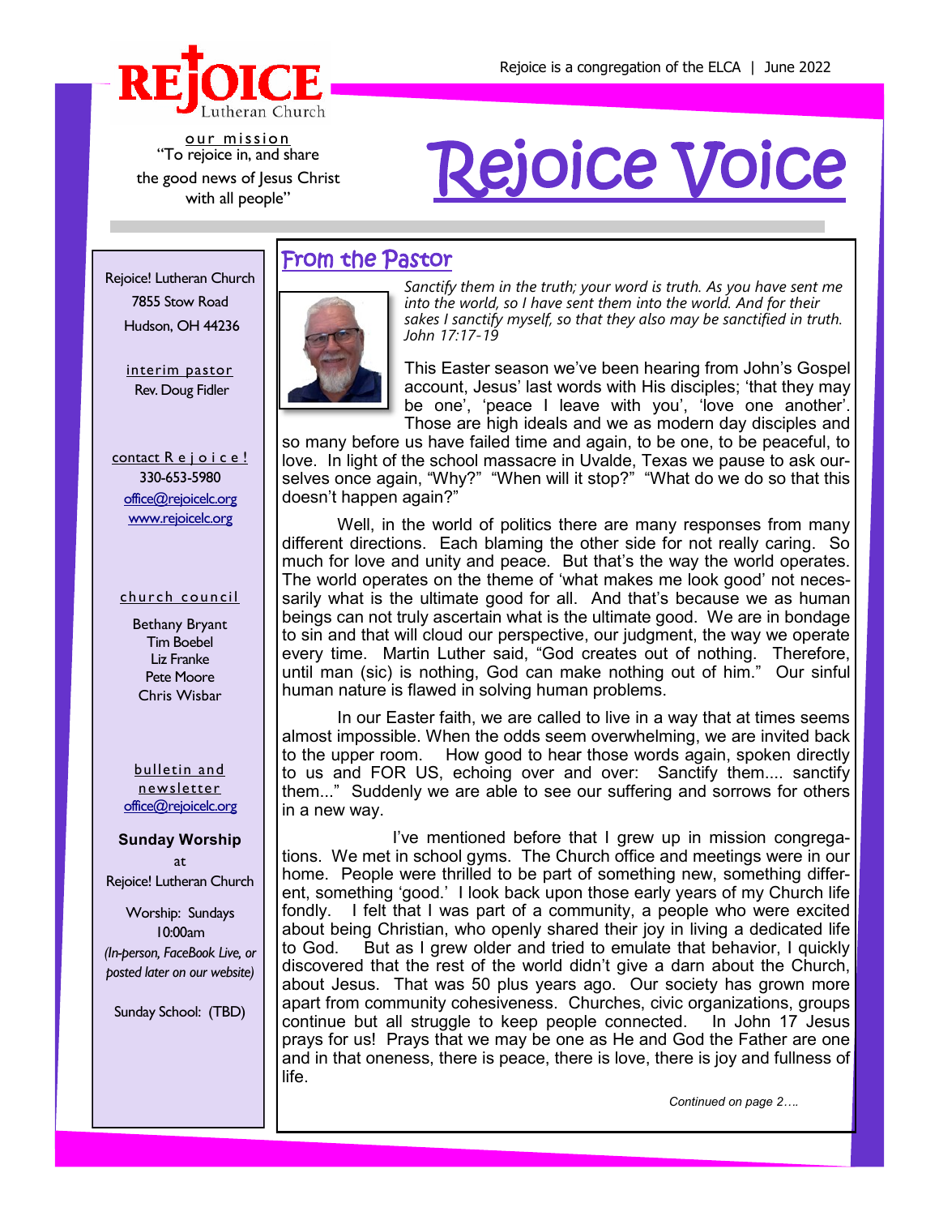REJOICE Lutheran Church

Rejoice is a congregation of the ELCA | June 2022

our mission
"To rejoice in, and share the good news of Jesus Christ with all people"

# Rejoice Voice

Rejoice! Lutheran Church
7855 Stow Road
Hudson, OH 44236

interim pastor
Rev. Doug Fidler

contact R e j o i c e !
330-653-5980
office@rejoicelc.org
www.rejoicelc.org

church council

Bethany Bryant
Tim Boebel
Liz Franke
Pete Moore
Chris Wisbar

bulletin and newsletter
office@rejoicelc.org

**Sunday Worship**
at
Rejoice! Lutheran Church

Worship: Sundays
10:00am
*(In-person, FaceBook Live, or posted later on our website)*

Sunday School: (TBD)

## From the Pastor

*Sanctify them in the truth; your word is truth. As you have sent me into the world, so I have sent them into the world. And for their sakes I sanctify myself, so that they also may be sanctified in truth. John 17:17-19*

This Easter season we've been hearing from John's Gospel account, Jesus' last words with His disciples; 'that they may be one', 'peace I leave with you', 'love one another'. Those are high ideals and we as modern day disciples and so many before us have failed time and again, to be one, to be peaceful, to love. In light of the school massacre in Uvalde, Texas we pause to ask ourselves once again, "Why?" "When will it stop?" "What do we do so that this doesn't happen again?"

Well, in the world of politics there are many responses from many different directions. Each blaming the other side for not really caring. So much for love and unity and peace. But that's the way the world operates. The world operates on the theme of 'what makes me look good' not necessarily what is the ultimate good for all. And that's because we as human beings can not truly ascertain what is the ultimate good. We are in bondage to sin and that will cloud our perspective, our judgment, the way we operate every time. Martin Luther said, "God creates out of nothing. Therefore, until man (sic) is nothing, God can make nothing out of him." Our sinful human nature is flawed in solving human problems.

In our Easter faith, we are called to live in a way that at times seems almost impossible. When the odds seem overwhelming, we are invited back to the upper room. How good to hear those words again, spoken directly to us and FOR US, echoing over and over: Sanctify them.... sanctify them..." Suddenly we are able to see our suffering and sorrows for others in a new way.

I've mentioned before that I grew up in mission congregations. We met in school gyms. The Church office and meetings were in our home. People were thrilled to be part of something new, something different, something 'good.' I look back upon those early years of my Church life fondly. I felt that I was part of a community, a people who were excited about being Christian, who openly shared their joy in living a dedicated life to God. But as I grew older and tried to emulate that behavior, I quickly discovered that the rest of the world didn't give a darn about the Church, about Jesus. That was 50 plus years ago. Our society has grown more apart from community cohesiveness. Churches, civic organizations, groups continue but all struggle to keep people connected. In John 17 Jesus prays for us! Prays that we may be one as He and God the Father are one and in that oneness, there is peace, there is love, there is joy and fullness of life.

*Continued on page 2….*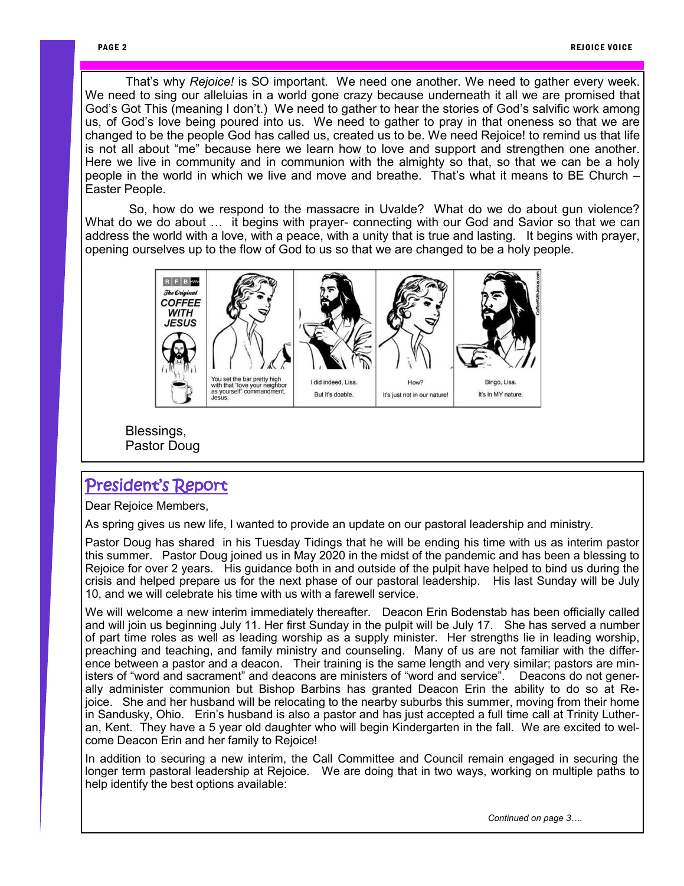That's why *Rejoice!* is SO important. We need one another. We need to gather every week. We need to sing our alleluias in a world gone crazy because underneath it all we are promised that God's Got This (meaning I don't.) We need to gather to hear the stories of God's salvific work among us, of God's love being poured into us. We need to gather to pray in that oneness so that we are changed to be the people God has called us, created us to be. We need Rejoice! to remind us that life is not all about "me" because here we learn how to love and support and strengthen one another. Here we live in community and in communion with the almighty so that, so that we can be a holy people in the world in which we live and move and breathe. That's what it means to BE Church – Easter People.

So, how do we respond to the massacre in Uvalde? What do we do about gun violence? What do we do about … it begins with prayer- connecting with our God and Savior so that we can address the world with a love, with a peace, with a unity that is true and lasting. It begins with prayer, opening ourselves up to the flow of God to us so that we are changed to be a holy people.

Blessings,
Pastor Doug

## President's Report

Dear Rejoice Members,

As spring gives us new life, I wanted to provide an update on our pastoral leadership and ministry.

Pastor Doug has shared in his Tuesday Tidings that he will be ending his time with us as interim pastor this summer. Pastor Doug joined us in May 2020 in the midst of the pandemic and has been a blessing to Rejoice for over 2 years. His guidance both in and outside of the pulpit have helped to bind us during the crisis and helped prepare us for the next phase of our pastoral leadership. His last Sunday will be July 10, and we will celebrate his time with us with a farewell service.

We will welcome a new interim immediately thereafter. Deacon Erin Bodenstab has been officially called and will join us beginning July 11. Her first Sunday in the pulpit will be July 17. She has served a number of part time roles as well as leading worship as a supply minister. Her strengths lie in leading worship, preaching and teaching, and family ministry and counseling. Many of us are not familiar with the difference between a pastor and a deacon. Their training is the same length and very similar; pastors are ministers of "word and sacrament" and deacons are ministers of "word and service". Deacons do not generally administer communion but Bishop Barbins has granted Deacon Erin the ability to do so at Rejoice. She and her husband will be relocating to the nearby suburbs this summer, moving from their home in Sandusky, Ohio. Erin's husband is also a pastor and has just accepted a full time call at Trinity Lutheran, Kent. They have a 5 year old daughter who will begin Kindergarten in the fall. We are excited to welcome Deacon Erin and her family to Rejoice!

In addition to securing a new interim, the Call Committee and Council remain engaged in securing the longer term pastoral leadership at Rejoice. We are doing that in two ways, working on multiple paths to help identify the best options available:

*Continued on page 3….*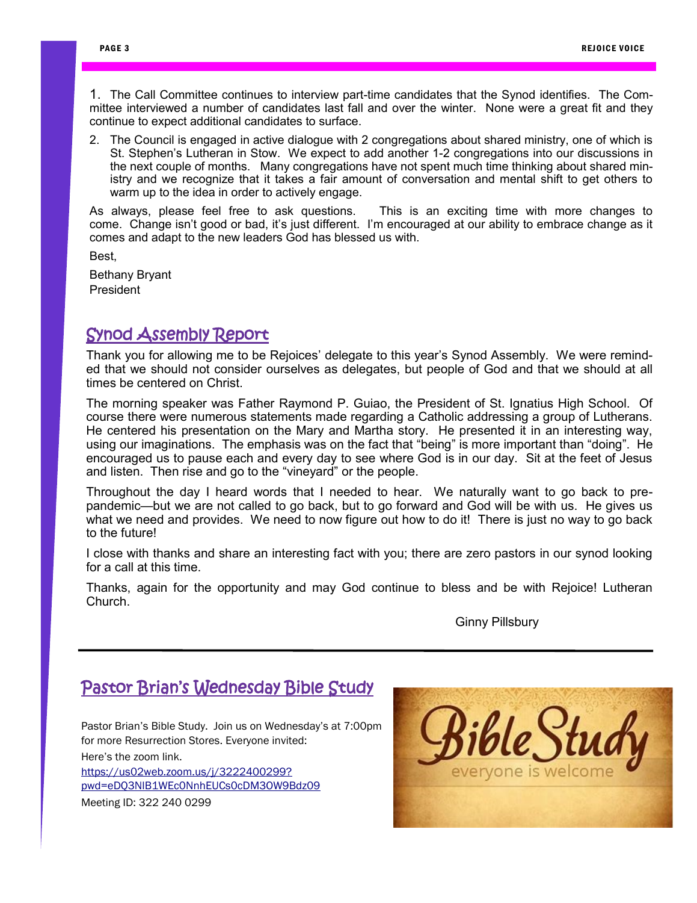1. The Call Committee continues to interview part-time candidates that the Synod identifies. The Committee interviewed a number of candidates last fall and over the winter. None were a great fit and they continue to expect additional candidates to surface.

2. The Council is engaged in active dialogue with 2 congregations about shared ministry, one of which is St. Stephen's Lutheran in Stow. We expect to add another 1-2 congregations into our discussions in the next couple of months. Many congregations have not spent much time thinking about shared ministry and we recognize that it takes a fair amount of conversation and mental shift to get others to warm up to the idea in order to actively engage.

As always, please feel free to ask questions. This is an exciting time with more changes to come. Change isn't good or bad, it's just different. I'm encouraged at our ability to embrace change as it comes and adapt to the new leaders God has blessed us with.

Best,

Bethany Bryant
President

## Synod Assembly Report

Thank you for allowing me to be Rejoices' delegate to this year's Synod Assembly. We were reminded that we should not consider ourselves as delegates, but people of God and that we should at all times be centered on Christ.

The morning speaker was Father Raymond P. Guiao, the President of St. Ignatius High School. Of course there were numerous statements made regarding a Catholic addressing a group of Lutherans. He centered his presentation on the Mary and Martha story. He presented it in an interesting way, using our imaginations. The emphasis was on the fact that "being" is more important than "doing". He encouraged us to pause each and every day to see where God is in our day. Sit at the feet of Jesus and listen. Then rise and go to the "vineyard" or the people.

Throughout the day I heard words that I needed to hear. We naturally want to go back to pre-pandemic—but we are not called to go back, but to go forward and God will be with us. He gives us what we need and provides. We need to now figure out how to do it! There is just no way to go back to the future!

I close with thanks and share an interesting fact with you; there are zero pastors in our synod looking for a call at this time.

Thanks, again for the opportunity and may God continue to bless and be with Rejoice! Lutheran Church.

Ginny Pillsbury

---

## Pastor Brian's Wednesday Bible Study

Pastor Brian's Bible Study. Join us on Wednesday's at 7:00pm for more Resurrection Stores. Everyone invited:

Here's the zoom link.

https://us02web.zoom.us/j/3222400299?pwd=eDQ3NlB1WEc0NnhEUCs0cDM3OW9Bdz09

Meeting ID: 322 240 0299

Bible Study
everyone is welcome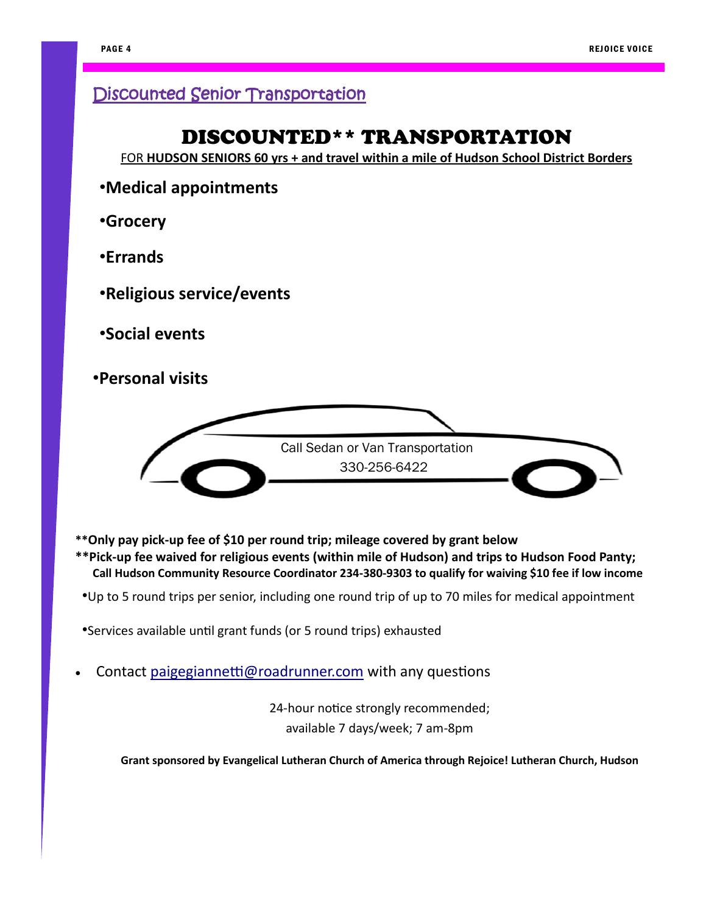## Discounted Senior Transportation

# DISCOUNTED** TRANSPORTATION

FOR **HUDSON SENIORS 60 yrs + and travel within a mile of Hudson School District Borders**

- **Medical appointments**
- **Grocery**
- **Errands**
- **Religious service/events**
- **Social events**
- **Personal visits**

Call Sedan or Van Transportation

330-256-6422

****Only pay pick-up fee of $10 per round trip; mileage covered by grant below**

****Pick-up fee waived for religious events (within mile of Hudson) and trips to Hudson Food Panty;**

**Call Hudson Community Resource Coordinator 234-380-9303 to qualify for waiving $10 fee if low income**

- Up to 5 round trips per senior, including one round trip of up to 70 miles for medical appointment
- Services available until grant funds (or 5 round trips) exhausted
- Contact paigegiannetti@roadrunner.com with any questions

24-hour notice strongly recommended;
available 7 days/week; 7 am-8pm

**Grant sponsored by Evangelical Lutheran Church of America through Rejoice! Lutheran Church, Hudson**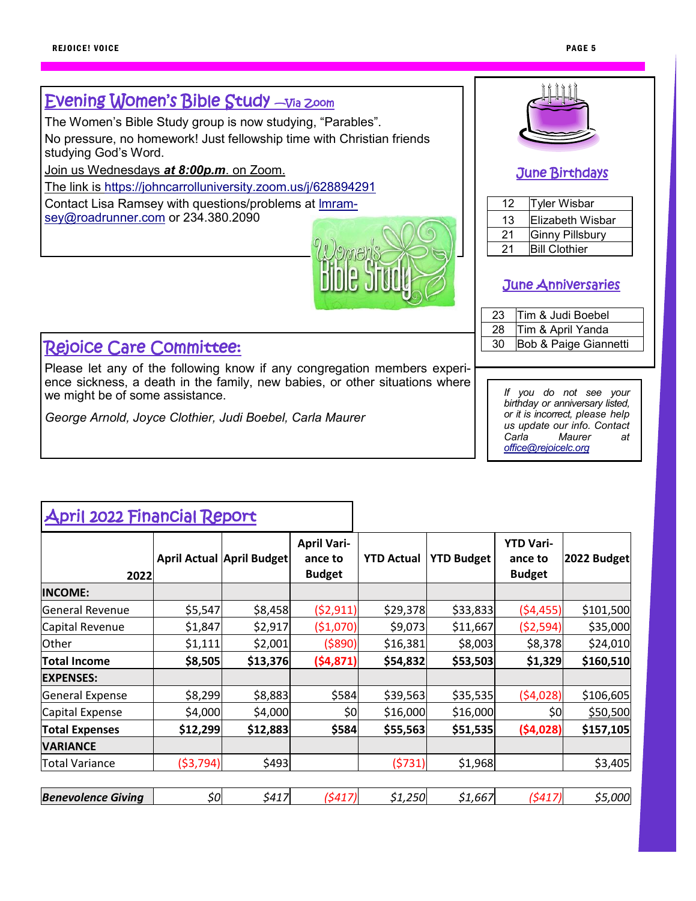## Evening Women's Bible Study —Via Zoom

The Women's Bible Study group is now studying, "Parables".

No pressure, no homework! Just fellowship time with Christian friends studying God's Word.

Join us Wednesdays ***at 8:00p.m***. on Zoom.

The link is https://johncarrolluniversity.zoom.us/j/628894291

Contact Lisa Ramsey with questions/problems at lmramsey@roadrunner.com or 234.380.2090

## Rejoice Care Committee:

Please let any of the following know if any congregation members experience sickness, a death in the family, new babies, or other situations where we might be of some assistance.

*George Arnold, Joyce Clothier, Judi Boebel, Carla Maurer*

## June Birthdays

| | |
|---|---|
| 12 | Tyler Wisbar |
| 13 | Elizabeth Wisbar |
| 21 | Ginny Pillsbury |
| 21 | Bill Clothier |

## June Anniversaries

| | |
|---|---|
| 23 | Tim & Judi Boebel |
| 28 | Tim & April Yanda |
| 30 | Bob & Paige Giannetti |

*If you do not see your birthday or anniversary listed, or it is incorrect, please help us update our info. Contact Carla Maurer at office@rejoicelc.org*

## April 2022 Financial Report

| 2022 | April Actual | April Budget | April Variance to Budget | YTD Actual | YTD Budget | YTD Variance to Budget | 2022 Budget |
|---|---|---|---|---|---|---|---|
| **INCOME:** | | | | | | | |
| General Revenue | $5,547 | $8,458 | ($2,911) | $29,378 | $33,833 | ($4,455) | $101,500 |
| Capital Revenue | $1,847 | $2,917 | ($1,070) | $9,073 | $11,667 | ($2,594) | $35,000 |
| Other | $1,111 | $2,001 | ($890) | $16,381 | $8,003 | $8,378 | $24,010 |
| **Total Income** | **$8,505** | **$13,376** | **($4,871)** | **$54,832** | **$53,503** | **$1,329** | **$160,510** |
| **EXPENSES:** | | | | | | | |
| General Expense | $8,299 | $8,883 | $584 | $39,563 | $35,535 | ($4,028) | $106,605 |
| Capital Expense | $4,000 | $4,000 | $0 | $16,000 | $16,000 | $0 | $50,500 |
| **Total Expenses** | **$12,299** | **$12,883** | **$584** | **$55,563** | **$51,535** | **($4,028)** | **$157,105** |
| **VARIANCE** | | | | | | | |
| Total Variance | ($3,794) | $493 | | ($731) | $1,968 | | $3,405 |
| | | | | | | | |
| ***Benevolence Giving*** | *$0* | *$417* | *($417)* | *$1,250* | *$1,667* | *($417)* | *$5,000* |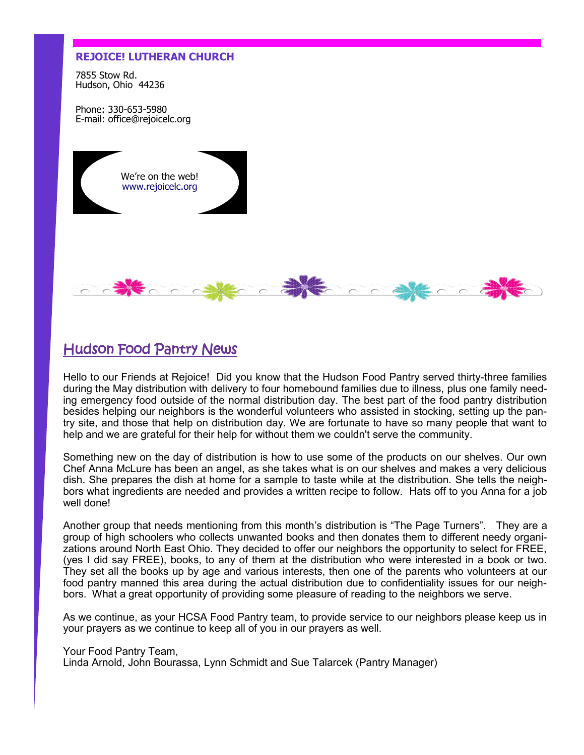**REJOICE! LUTHERAN CHURCH**

7855 Stow Rd.
Hudson, Ohio 44236

Phone: 330-653-5980
E-mail: office@rejoicelc.org

We're on the web!
www.rejoicelc.org

## Hudson Food Pantry News

Hello to our Friends at Rejoice! Did you know that the Hudson Food Pantry served thirty-three families during the May distribution with delivery to four homebound families due to illness, plus one family needing emergency food outside of the normal distribution day. The best part of the food pantry distribution besides helping our neighbors is the wonderful volunteers who assisted in stocking, setting up the pantry site, and those that help on distribution day. We are fortunate to have so many people that want to help and we are grateful for their help for without them we couldn't serve the community.

Something new on the day of distribution is how to use some of the products on our shelves. Our own Chef Anna McLure has been an angel, as she takes what is on our shelves and makes a very delicious dish. She prepares the dish at home for a sample to taste while at the distribution. She tells the neighbors what ingredients are needed and provides a written recipe to follow. Hats off to you Anna for a job well done!

Another group that needs mentioning from this month's distribution is "The Page Turners". They are a group of high schoolers who collects unwanted books and then donates them to different needy organizations around North East Ohio. They decided to offer our neighbors the opportunity to select for FREE, (yes I did say FREE), books, to any of them at the distribution who were interested in a book or two. They set all the books up by age and various interests, then one of the parents who volunteers at our food pantry manned this area during the actual distribution due to confidentiality issues for our neighbors. What a great opportunity of providing some pleasure of reading to the neighbors we serve.

As we continue, as your HCSA Food Pantry team, to provide service to our neighbors please keep us in your prayers as we continue to keep all of you in our prayers as well.

Your Food Pantry Team,
Linda Arnold, John Bourassa, Lynn Schmidt and Sue Talarcek (Pantry Manager)